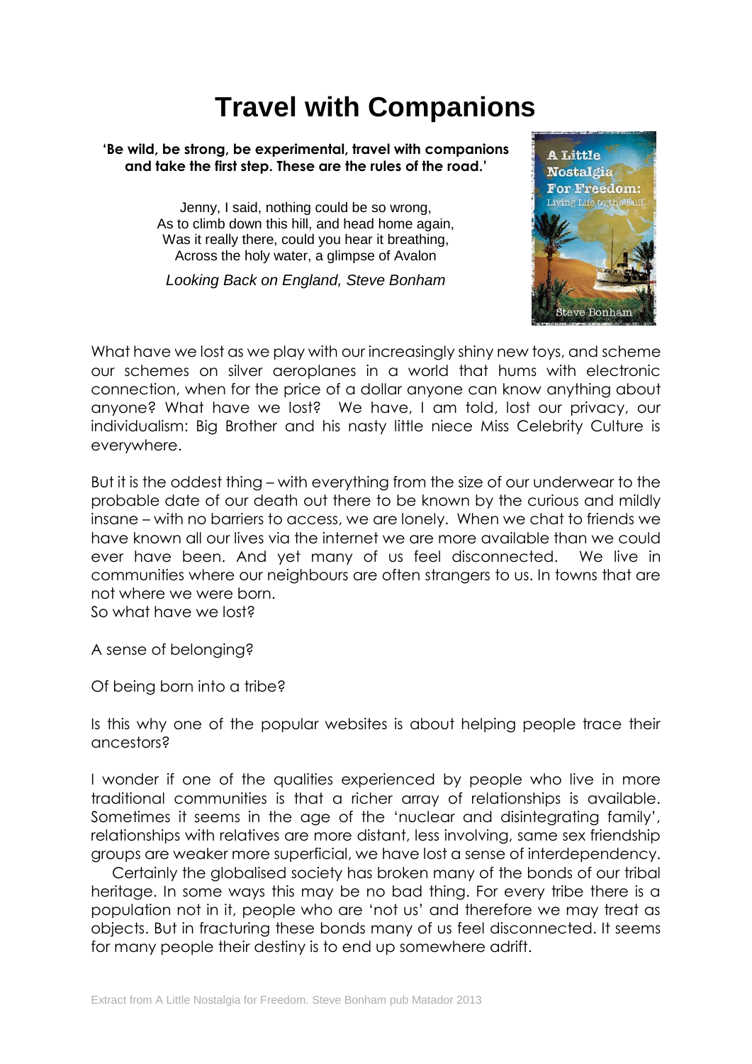# Travel with Companions

**'Be wild, be strong, be experimental, travel with companions and take the first step. These are the rules of the road.'**

Jenny, I said, nothing could be so wrong,
As to climb down this hill, and head home again,
Was it really there, could you hear it breathing,
Across the holy water, a glimpse of Avalon

*Looking Back on England, Steve Bonham*

What have we lost as we play with our increasingly shiny new toys, and scheme our schemes on silver aeroplanes in a world that hums with electronic connection, when for the price of a dollar anyone can know anything about anyone? What have we lost? We have, I am told, lost our privacy, our individualism: Big Brother and his nasty little niece Miss Celebrity Culture is everywhere.

But it is the oddest thing – with everything from the size of our underwear to the probable date of our death out there to be known by the curious and mildly insane – with no barriers to access, we are lonely. When we chat to friends we have known all our lives via the internet we are more available than we could ever have been. And yet many of us feel disconnected. We live in communities where our neighbours are often strangers to us. In towns that are not where we were born.
So what have we lost?

A sense of belonging?

Of being born into a tribe?

Is this why one of the popular websites is about helping people trace their ancestors?

I wonder if one of the qualities experienced by people who live in more traditional communities is that a richer array of relationships is available. Sometimes it seems in the age of the 'nuclear and disintegrating family', relationships with relatives are more distant, less involving, same sex friendship groups are weaker more superficial, we have lost a sense of interdependency.

Certainly the globalised society has broken many of the bonds of our tribal heritage. In some ways this may be no bad thing. For every tribe there is a population not in it, people who are 'not us' and therefore we may treat as objects. But in fracturing these bonds many of us feel disconnected. It seems for many people their destiny is to end up somewhere adrift.

Extract from A Little Nostalgia for Freedom. Steve Bonham pub Matador 2013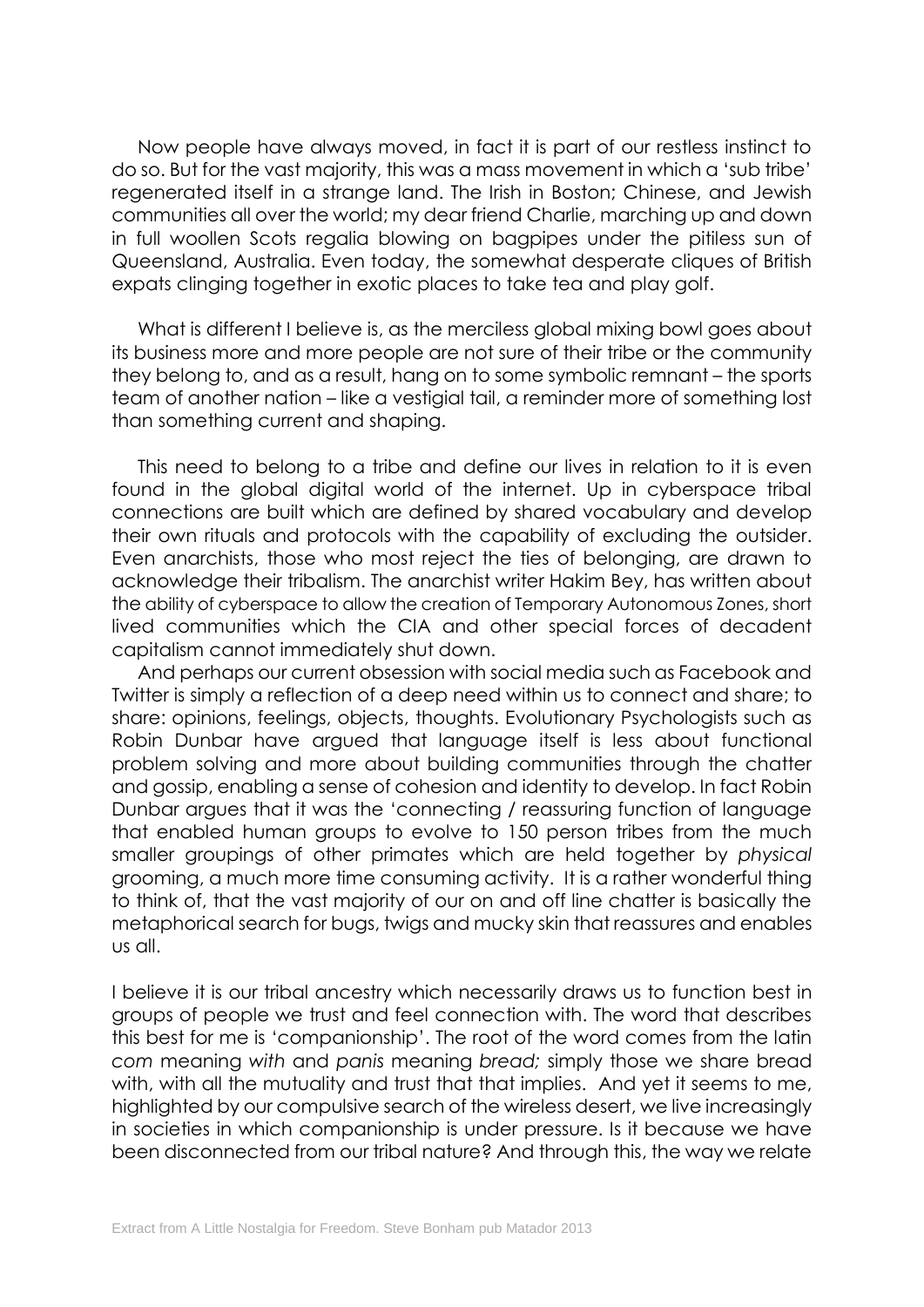Now people have always moved, in fact it is part of our restless instinct to do so. But for the vast majority, this was a mass movement in which a 'sub tribe' regenerated itself in a strange land. The Irish in Boston; Chinese, and Jewish communities all over the world; my dear friend Charlie, marching up and down in full woollen Scots regalia blowing on bagpipes under the pitiless sun of Queensland, Australia. Even today, the somewhat desperate cliques of British expats clinging together in exotic places to take tea and play golf.

What is different I believe is, as the merciless global mixing bowl goes about its business more and more people are not sure of their tribe or the community they belong to, and as a result, hang on to some symbolic remnant – the sports team of another nation – like a vestigial tail, a reminder more of something lost than something current and shaping.

This need to belong to a tribe and define our lives in relation to it is even found in the global digital world of the internet. Up in cyberspace tribal connections are built which are defined by shared vocabulary and develop their own rituals and protocols with the capability of excluding the outsider. Even anarchists, those who most reject the ties of belonging, are drawn to acknowledge their tribalism. The anarchist writer Hakim Bey, has written about the ability of cyberspace to allow the creation of Temporary Autonomous Zones, short lived communities which the CIA and other special forces of decadent capitalism cannot immediately shut down.

And perhaps our current obsession with social media such as Facebook and Twitter is simply a reflection of a deep need within us to connect and share; to share: opinions, feelings, objects, thoughts. Evolutionary Psychologists such as Robin Dunbar have argued that language itself is less about functional problem solving and more about building communities through the chatter and gossip, enabling a sense of cohesion and identity to develop. In fact Robin Dunbar argues that it was the 'connecting / reassuring function of language that enabled human groups to evolve to 150 person tribes from the much smaller groupings of other primates which are held together by *physical* grooming, a much more time consuming activity. It is a rather wonderful thing to think of, that the vast majority of our on and off line chatter is basically the metaphorical search for bugs, twigs and mucky skin that reassures and enables us all.

I believe it is our tribal ancestry which necessarily draws us to function best in groups of people we trust and feel connection with. The word that describes this best for me is 'companionship'. The root of the word comes from the latin *com* meaning *with* and *panis* meaning *bread;* simply those we share bread with, with all the mutuality and trust that that implies. And yet it seems to me, highlighted by our compulsive search of the wireless desert, we live increasingly in societies in which companionship is under pressure. Is it because we have been disconnected from our tribal nature? And through this, the way we relate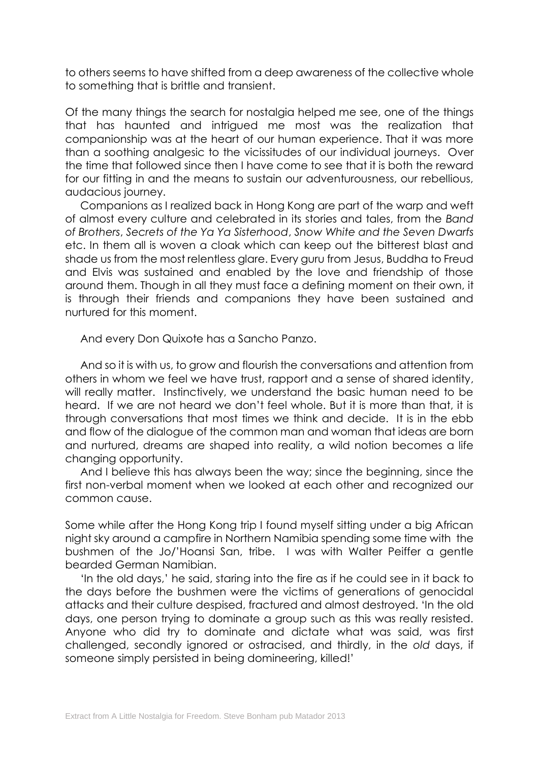to others seems to have shifted from a deep awareness of the collective whole to something that is brittle and transient.

Of the many things the search for nostalgia helped me see, one of the things that has haunted and intrigued me most was the realization that companionship was at the heart of our human experience. That it was more than a soothing analgesic to the vicissitudes of our individual journeys. Over the time that followed since then I have come to see that it is both the reward for our fitting in and the means to sustain our adventurousness, our rebellious, audacious journey.

Companions as I realized back in Hong Kong are part of the warp and weft of almost every culture and celebrated in its stories and tales, from the *Band of Brothers*, *Secrets of the Ya Ya Sisterhood*, *Snow White and the Seven Dwarfs* etc. In them all is woven a cloak which can keep out the bitterest blast and shade us from the most relentless glare. Every guru from Jesus, Buddha to Freud and Elvis was sustained and enabled by the love and friendship of those around them. Though in all they must face a defining moment on their own, it is through their friends and companions they have been sustained and nurtured for this moment.

And every Don Quixote has a Sancho Panzo.

And so it is with us, to grow and flourish the conversations and attention from others in whom we feel we have trust, rapport and a sense of shared identity, will really matter. Instinctively, we understand the basic human need to be heard. If we are not heard we don't feel whole. But it is more than that, it is through conversations that most times we think and decide. It is in the ebb and flow of the dialogue of the common man and woman that ideas are born and nurtured, dreams are shaped into reality, a wild notion becomes a life changing opportunity.

And I believe this has always been the way; since the beginning, since the first non-verbal moment when we looked at each other and recognized our common cause.

Some while after the Hong Kong trip I found myself sitting under a big African night sky around a campfire in Northern Namibia spending some time with the bushmen of the Jo/'Hoansi San, tribe. I was with Walter Peiffer a gentle bearded German Namibian.

'In the old days,' he said, staring into the fire as if he could see in it back to the days before the bushmen were the victims of generations of genocidal attacks and their culture despised, fractured and almost destroyed. 'In the old days, one person trying to dominate a group such as this was really resisted. Anyone who did try to dominate and dictate what was said, was first challenged, secondly ignored or ostracised, and thirdly, in the *old* days, if someone simply persisted in being domineering, killed!'

Extract from A Little Nostalgia for Freedom. Steve Bonham pub Matador 2013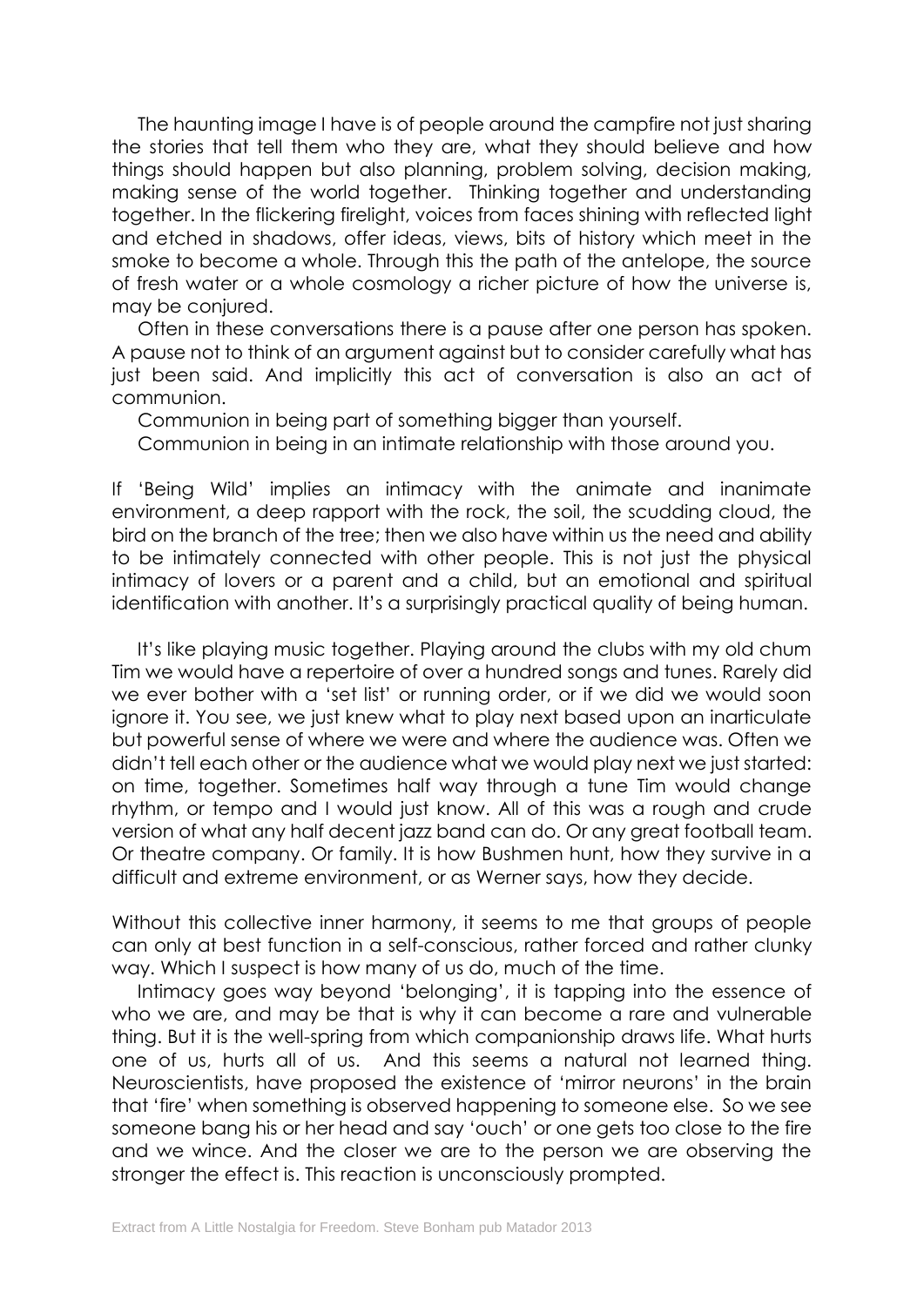The haunting image I have is of people around the campfire not just sharing the stories that tell them who they are, what they should believe and how things should happen but also planning, problem solving, decision making, making sense of the world together. Thinking together and understanding together. In the flickering firelight, voices from faces shining with reflected light and etched in shadows, offer ideas, views, bits of history which meet in the smoke to become a whole. Through this the path of the antelope, the source of fresh water or a whole cosmology a richer picture of how the universe is, may be conjured.

Often in these conversations there is a pause after one person has spoken. A pause not to think of an argument against but to consider carefully what has just been said. And implicitly this act of conversation is also an act of communion.

Communion in being part of something bigger than yourself.

Communion in being in an intimate relationship with those around you.

If 'Being Wild' implies an intimacy with the animate and inanimate environment, a deep rapport with the rock, the soil, the scudding cloud, the bird on the branch of the tree; then we also have within us the need and ability to be intimately connected with other people. This is not just the physical intimacy of lovers or a parent and a child, but an emotional and spiritual identification with another. It's a surprisingly practical quality of being human.

It's like playing music together. Playing around the clubs with my old chum Tim we would have a repertoire of over a hundred songs and tunes. Rarely did we ever bother with a 'set list' or running order, or if we did we would soon ignore it. You see, we just knew what to play next based upon an inarticulate but powerful sense of where we were and where the audience was. Often we didn't tell each other or the audience what we would play next we just started: on time, together. Sometimes half way through a tune Tim would change rhythm, or tempo and I would just know. All of this was a rough and crude version of what any half decent jazz band can do. Or any great football team. Or theatre company. Or family. It is how Bushmen hunt, how they survive in a difficult and extreme environment, or as Werner says, how they decide.

Without this collective inner harmony, it seems to me that groups of people can only at best function in a self-conscious, rather forced and rather clunky way. Which I suspect is how many of us do, much of the time.

Intimacy goes way beyond 'belonging', it is tapping into the essence of who we are, and may be that is why it can become a rare and vulnerable thing. But it is the well-spring from which companionship draws life. What hurts one of us, hurts all of us. And this seems a natural not learned thing. Neuroscientists, have proposed the existence of 'mirror neurons' in the brain that 'fire' when something is observed happening to someone else. So we see someone bang his or her head and say 'ouch' or one gets too close to the fire and we wince. And the closer we are to the person we are observing the stronger the effect is. This reaction is unconsciously prompted.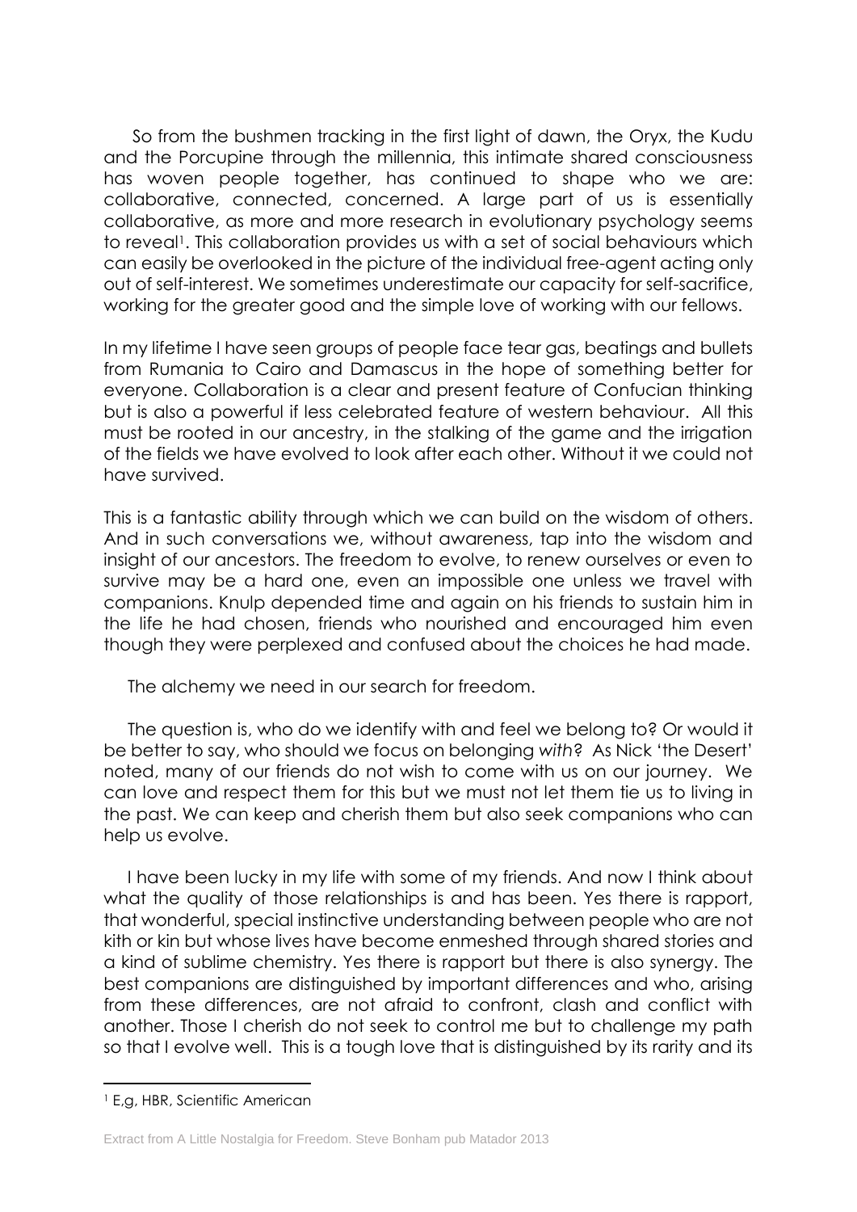So from the bushmen tracking in the first light of dawn, the Oryx, the Kudu and the Porcupine through the millennia, this intimate shared consciousness has woven people together, has continued to shape who we are: collaborative, connected, concerned. A large part of us is essentially collaborative, as more and more research in evolutionary psychology seems to reveal[1]. This collaboration provides us with a set of social behaviours which can easily be overlooked in the picture of the individual free-agent acting only out of self-interest. We sometimes underestimate our capacity for self-sacrifice, working for the greater good and the simple love of working with our fellows.

In my lifetime I have seen groups of people face tear gas, beatings and bullets from Rumania to Cairo and Damascus in the hope of something better for everyone. Collaboration is a clear and present feature of Confucian thinking but is also a powerful if less celebrated feature of western behaviour. All this must be rooted in our ancestry, in the stalking of the game and the irrigation of the fields we have evolved to look after each other. Without it we could not have survived.

This is a fantastic ability through which we can build on the wisdom of others. And in such conversations we, without awareness, tap into the wisdom and insight of our ancestors. The freedom to evolve, to renew ourselves or even to survive may be a hard one, even an impossible one unless we travel with companions. Knulp depended time and again on his friends to sustain him in the life he had chosen, friends who nourished and encouraged him even though they were perplexed and confused about the choices he had made.

The alchemy we need in our search for freedom.

The question is, who do we identify with and feel we belong to? Or would it be better to say, who should we focus on belonging *with*? As Nick 'the Desert' noted, many of our friends do not wish to come with us on our journey. We can love and respect them for this but we must not let them tie us to living in the past. We can keep and cherish them but also seek companions who can help us evolve.

I have been lucky in my life with some of my friends. And now I think about what the quality of those relationships is and has been. Yes there is rapport, that wonderful, special instinctive understanding between people who are not kith or kin but whose lives have become enmeshed through shared stories and a kind of sublime chemistry. Yes there is rapport but there is also synergy. The best companions are distinguished by important differences and who, arising from these differences, are not afraid to confront, clash and conflict with another. Those I cherish do not seek to control me but to challenge my path so that I evolve well. This is a tough love that is distinguished by its rarity and its

---

[1] E,g, HBR, Scientific American

Extract from A Little Nostalgia for Freedom. Steve Bonham pub Matador 2013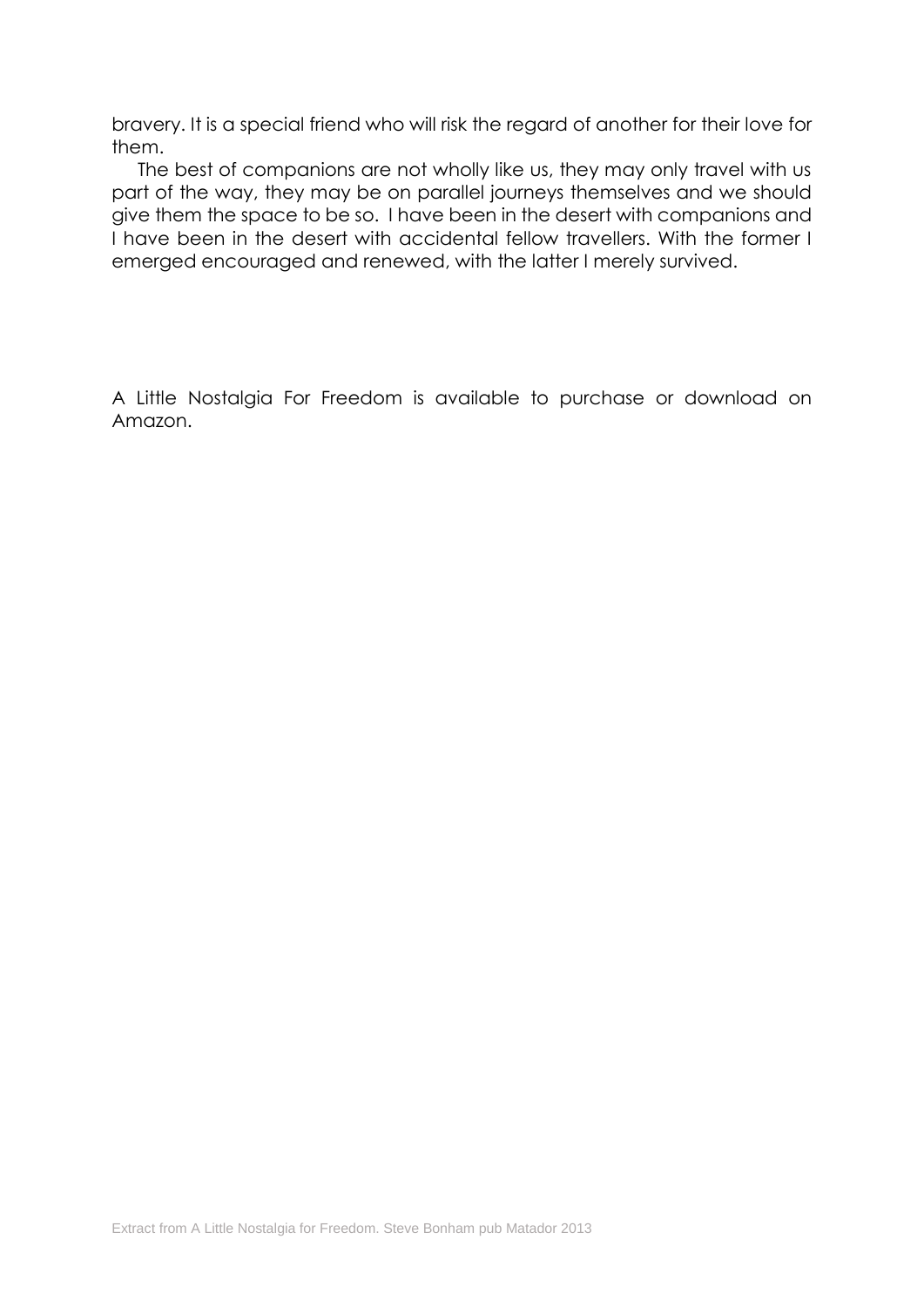bravery. It is a special friend who will risk the regard of another for their love for them.

The best of companions are not wholly like us, they may only travel with us part of the way, they may be on parallel journeys themselves and we should give them the space to be so. I have been in the desert with companions and I have been in the desert with accidental fellow travellers. With the former I emerged encouraged and renewed, with the latter I merely survived.

A Little Nostalgia For Freedom is available to purchase or download on Amazon.